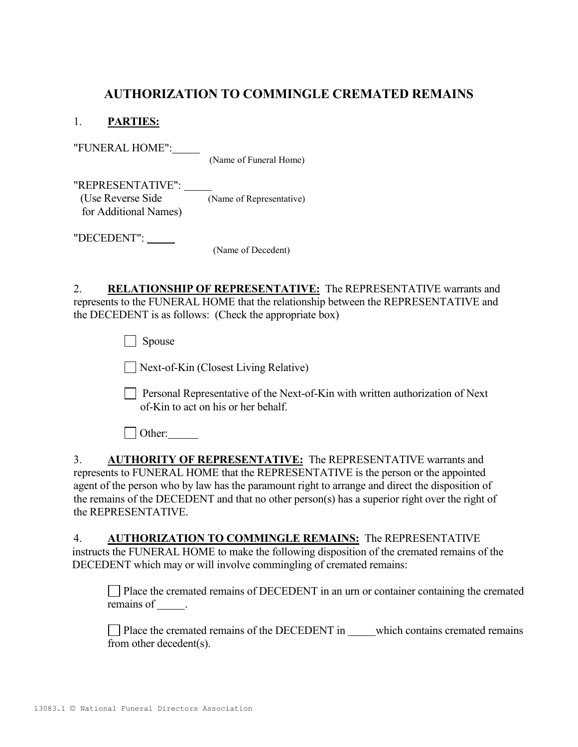# AUTHORIZATION TO COMMINGLE CREMATED REMAINS

1. **PARTIES:**

"FUNERAL HOME":_____
(Name of Funeral Home)

"REPRESENTATIVE": _____
(Use Reverse Side for Additional Names)
(Name of Representative)

"DECEDENT": _____
(Name of Decedent)

2. **RELATIONSHIP OF REPRESENTATIVE:** The REPRESENTATIVE warrants and represents to the FUNERAL HOME that the relationship between the REPRESENTATIVE and the DECEDENT is as follows: (Check the appropriate box)

- ☐ Spouse
- ☐ Next-of-Kin (Closest Living Relative)
- ☐ Personal Representative of the Next-of-Kin with written authorization of Next of-Kin to act on his or her behalf.
- ☐ Other:_____

3. **AUTHORITY OF REPRESENTATIVE:** The REPRESENTATIVE warrants and represents to FUNERAL HOME that the REPRESENTATIVE is the person or the appointed agent of the person who by law has the paramount right to arrange and direct the disposition of the remains of the DECEDENT and that no other person(s) has a superior right over the right of the REPRESENTATIVE.

4. **AUTHORIZATION TO COMMINGLE REMAINS:** The REPRESENTATIVE instructs the FUNERAL HOME to make the following disposition of the cremated remains of the DECEDENT which may or will involve commingling of cremated remains:

- ☐ Place the cremated remains of DECEDENT in an urn or container containing the cremated remains of _____.
- ☐ Place the cremated remains of the DECEDENT in _____which contains cremated remains from other decedent(s).

13083.1 © National Funeral Directors Association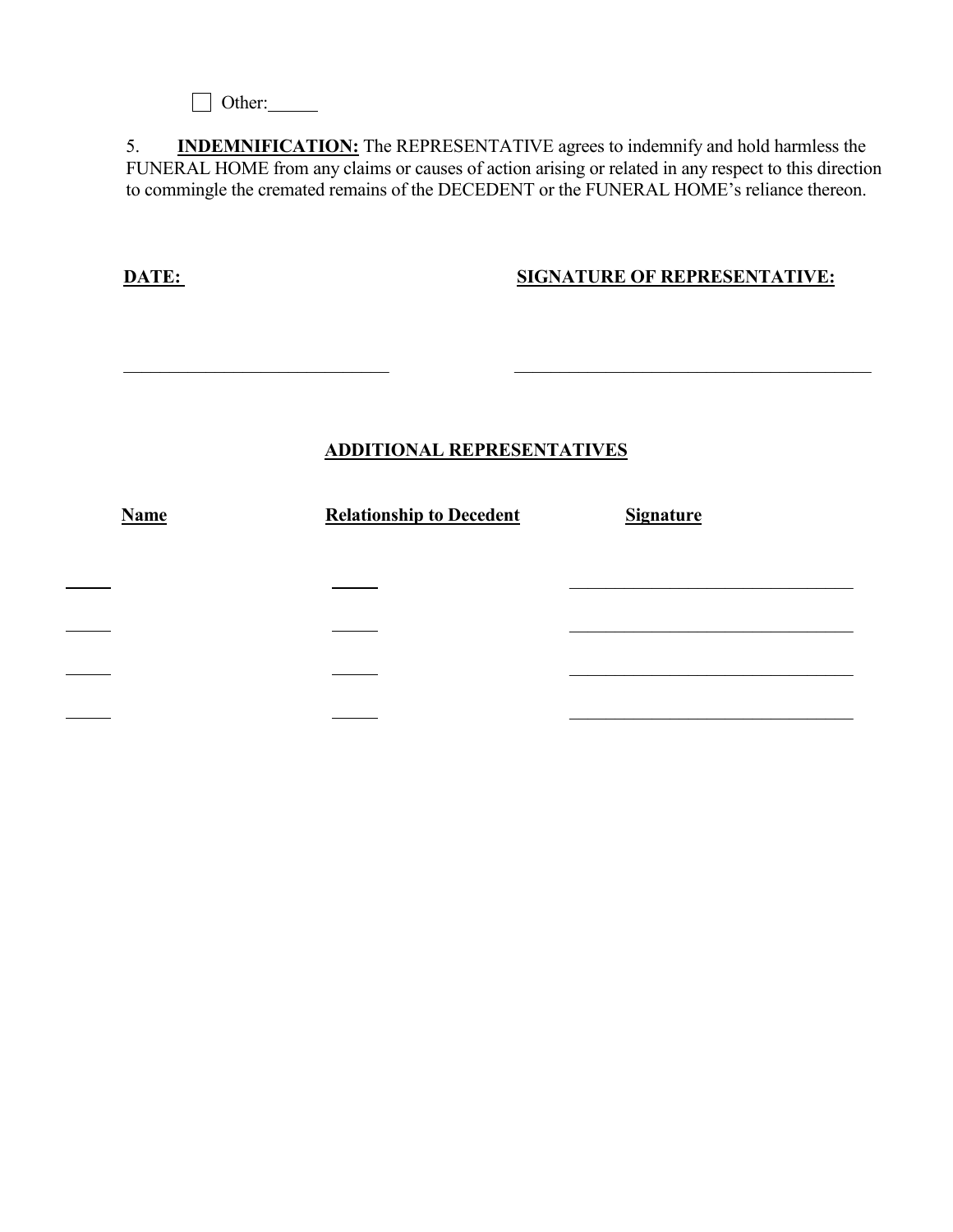☐ Other:\_\_\_\_\_\_

5. **INDEMNIFICATION:** The REPRESENTATIVE agrees to indemnify and hold harmless the FUNERAL HOME from any claims or causes of action arising or related in any respect to this direction to commingle the cremated remains of the DECEDENT or the FUNERAL HOME's reliance thereon.

| **DATE:** | **SIGNATURE OF REPRESENTATIVE:** |
| --- | --- |
| \_\_\_\_\_\_\_\_\_\_\_\_\_\_\_\_\_\_\_\_\_\_\_\_\_\_\_\_\_\_ | \_\_\_\_\_\_\_\_\_\_\_\_\_\_\_\_\_\_\_\_\_\_\_\_\_\_\_\_\_\_\_\_\_\_\_\_\_\_\_\_ |

**ADDITIONAL REPRESENTATIVES**

| **Name** | **Relationship to Decedent** | **Signature** |
| --- | --- | --- |
| \_\_\_\_\_ | \_\_\_\_\_ | \_\_\_\_\_\_\_\_\_\_\_\_\_\_\_\_\_\_\_\_\_\_\_\_\_\_\_\_\_\_\_\_ |
| \_\_\_\_\_ | \_\_\_\_\_ | \_\_\_\_\_\_\_\_\_\_\_\_\_\_\_\_\_\_\_\_\_\_\_\_\_\_\_\_\_\_\_\_ |
| \_\_\_\_\_ | \_\_\_\_\_ | \_\_\_\_\_\_\_\_\_\_\_\_\_\_\_\_\_\_\_\_\_\_\_\_\_\_\_\_\_\_\_\_ |
| \_\_\_\_\_ | \_\_\_\_\_ | \_\_\_\_\_\_\_\_\_\_\_\_\_\_\_\_\_\_\_\_\_\_\_\_\_\_\_\_\_\_\_\_ |